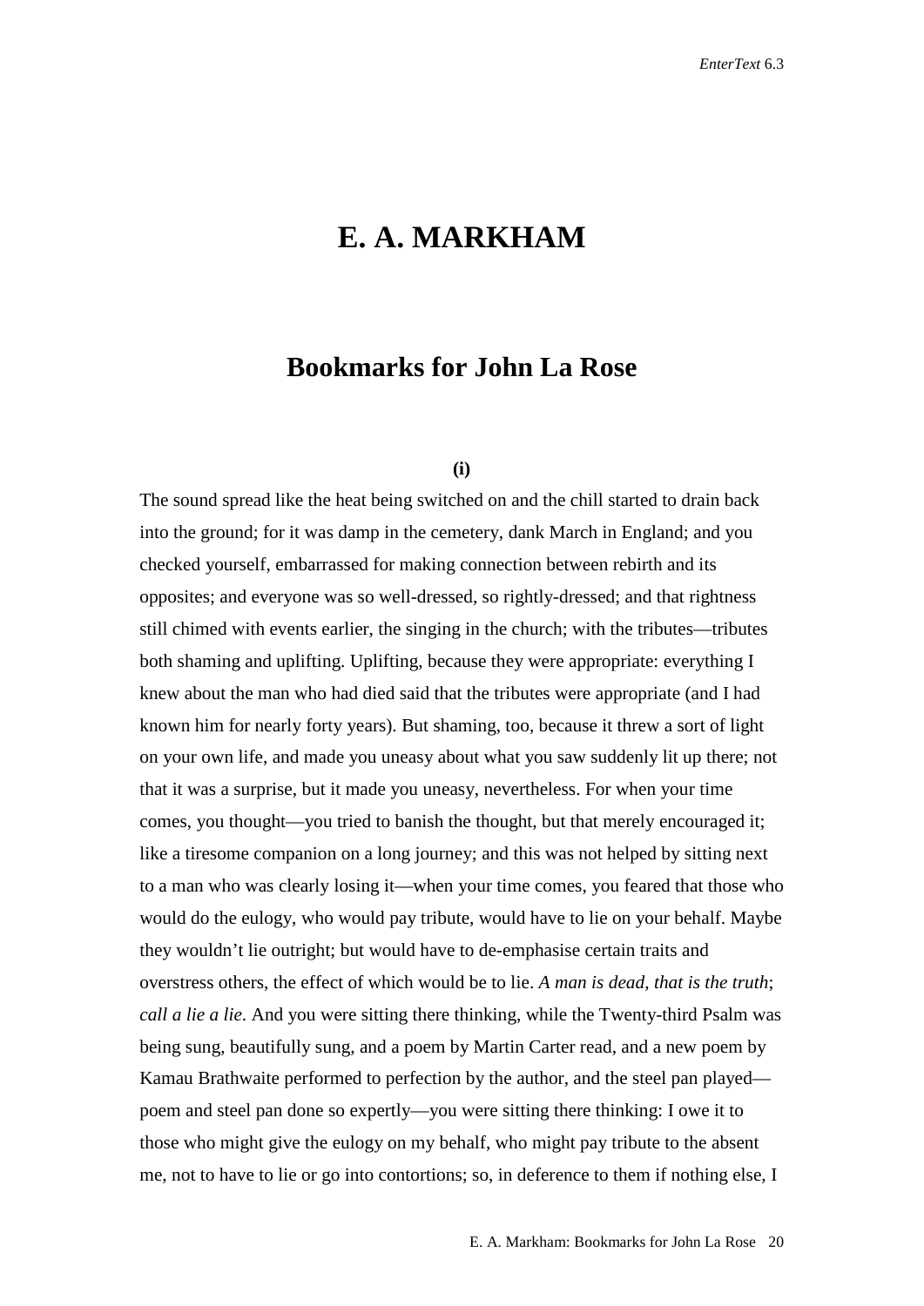# E. A. MARKHAM

## Bookmarks for John La Rose

**(i)**

The sound spread like the heat being switched on and the chill started to drain back into the ground; for it was damp in the cemetery, dank March in England; and you checked yourself, embarrassed for making connection between rebirth and its opposites; and everyone was so well-dressed, so rightly-dressed; and that rightness still chimed with events earlier, the singing in the church; with the tributes—tributes both shaming and uplifting. Uplifting, because they were appropriate: everything I knew about the man who had died said that the tributes were appropriate (and I had known him for nearly forty years). But shaming, too, because it threw a sort of light on your own life, and made you uneasy about what you saw suddenly lit up there; not that it was a surprise, but it made you uneasy, nevertheless. For when your time comes, you thought—you tried to banish the thought, but that merely encouraged it; like a tiresome companion on a long journey; and this was not helped by sitting next to a man who was clearly losing it—when your time comes, you feared that those who would do the eulogy, who would pay tribute, would have to lie on your behalf. Maybe they wouldn't lie outright; but would have to de-emphasise certain traits and overstress others, the effect of which would be to lie. *A man is dead, that is the truth*; *call a lie a lie*. And you were sitting there thinking, while the Twenty-third Psalm was being sung, beautifully sung, and a poem by Martin Carter read, and a new poem by Kamau Brathwaite performed to perfection by the author, and the steel pan played—poem and steel pan done so expertly—you were sitting there thinking: I owe it to those who might give the eulogy on my behalf, who might pay tribute to the absent me, not to have to lie or go into contortions; so, in deference to them if nothing else, I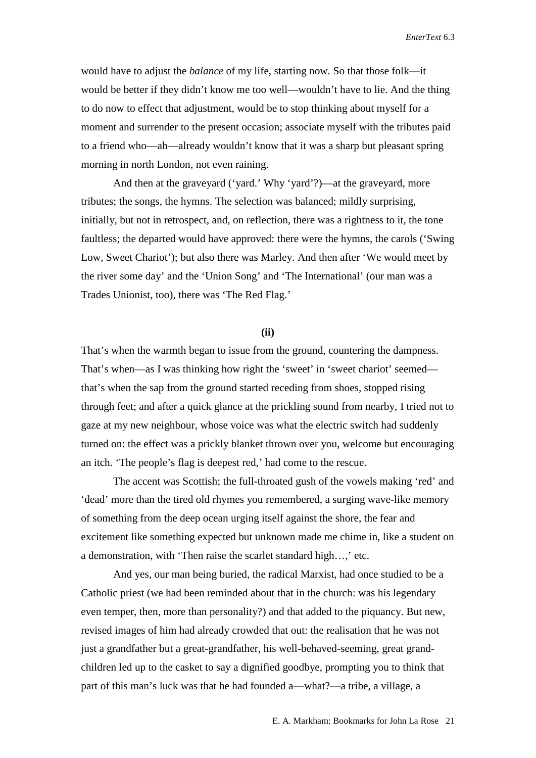would have to adjust the *balance* of my life, starting now. So that those folk—it would be better if they didn't know me too well—wouldn't have to lie. And the thing to do now to effect that adjustment, would be to stop thinking about myself for a moment and surrender to the present occasion; associate myself with the tributes paid to a friend who—ah—already wouldn't know that it was a sharp but pleasant spring morning in north London, not even raining.

And then at the graveyard ('yard.' Why 'yard'?)—at the graveyard, more tributes; the songs, the hymns. The selection was balanced; mildly surprising, initially, but not in retrospect, and, on reflection, there was a rightness to it, the tone faultless; the departed would have approved: there were the hymns, the carols ('Swing Low, Sweet Chariot'); but also there was Marley. And then after 'We would meet by the river some day' and the 'Union Song' and 'The International' (our man was a Trades Unionist, too), there was 'The Red Flag.'

**(ii)**

That's when the warmth began to issue from the ground, countering the dampness. That's when—as I was thinking how right the 'sweet' in 'sweet chariot' seemed—that's when the sap from the ground started receding from shoes, stopped rising through feet; and after a quick glance at the prickling sound from nearby, I tried not to gaze at my new neighbour, whose voice was what the electric switch had suddenly turned on: the effect was a prickly blanket thrown over you, welcome but encouraging an itch. 'The people's flag is deepest red,' had come to the rescue.

The accent was Scottish; the full-throated gush of the vowels making 'red' and 'dead' more than the tired old rhymes you remembered, a surging wave-like memory of something from the deep ocean urging itself against the shore, the fear and excitement like something expected but unknown made me chime in, like a student on a demonstration, with 'Then raise the scarlet standard high…,' etc.

And yes, our man being buried, the radical Marxist, had once studied to be a Catholic priest (we had been reminded about that in the church: was his legendary even temper, then, more than personality?) and that added to the piquancy. But new, revised images of him had already crowded that out: the realisation that he was not just a grandfather but a great-grandfather, his well-behaved-seeming, great grand-children led up to the casket to say a dignified goodbye, prompting you to think that part of this man's luck was that he had founded a—what?—a tribe, a village, a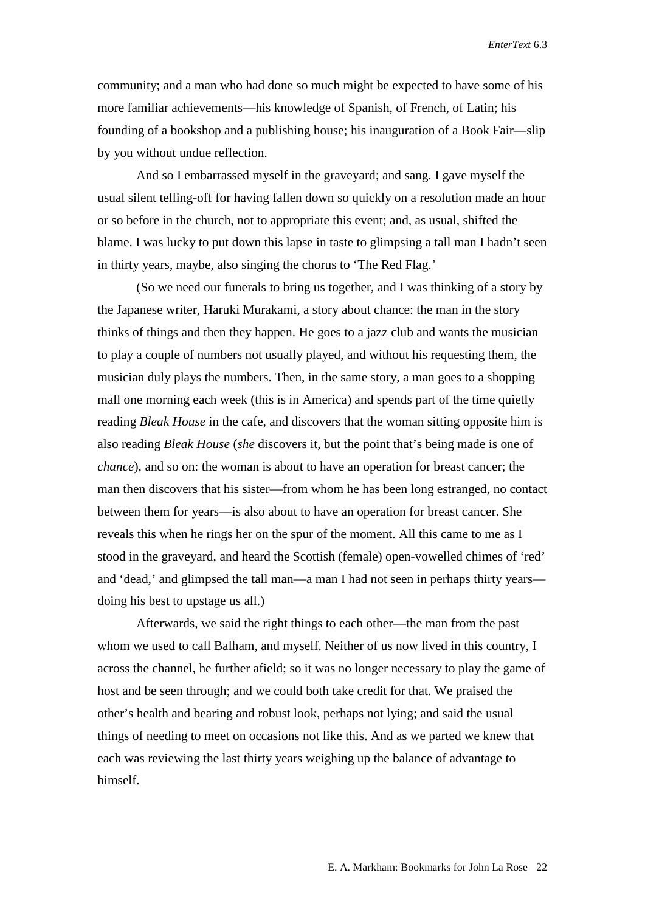community; and a man who had done so much might be expected to have some of his more familiar achievements—his knowledge of Spanish, of French, of Latin; his founding of a bookshop and a publishing house; his inauguration of a Book Fair—slip by you without undue reflection.

And so I embarrassed myself in the graveyard; and sang. I gave myself the usual silent telling-off for having fallen down so quickly on a resolution made an hour or so before in the church, not to appropriate this event; and, as usual, shifted the blame. I was lucky to put down this lapse in taste to glimpsing a tall man I hadn't seen in thirty years, maybe, also singing the chorus to 'The Red Flag.'

(So we need our funerals to bring us together, and I was thinking of a story by the Japanese writer, Haruki Murakami, a story about chance: the man in the story thinks of things and then they happen. He goes to a jazz club and wants the musician to play a couple of numbers not usually played, and without his requesting them, the musician duly plays the numbers. Then, in the same story, a man goes to a shopping mall one morning each week (this is in America) and spends part of the time quietly reading *Bleak House* in the cafe, and discovers that the woman sitting opposite him is also reading *Bleak House* (*she* discovers it, but the point that's being made is one of *chance*), and so on: the woman is about to have an operation for breast cancer; the man then discovers that his sister—from whom he has been long estranged, no contact between them for years—is also about to have an operation for breast cancer. She reveals this when he rings her on the spur of the moment. All this came to me as I stood in the graveyard, and heard the Scottish (female) open-vowelled chimes of 'red' and 'dead,' and glimpsed the tall man—a man I had not seen in perhaps thirty years—doing his best to upstage us all.)

Afterwards, we said the right things to each other—the man from the past whom we used to call Balham, and myself. Neither of us now lived in this country, I across the channel, he further afield; so it was no longer necessary to play the game of host and be seen through; and we could both take credit for that. We praised the other's health and bearing and robust look, perhaps not lying; and said the usual things of needing to meet on occasions not like this. And as we parted we knew that each was reviewing the last thirty years weighing up the balance of advantage to himself.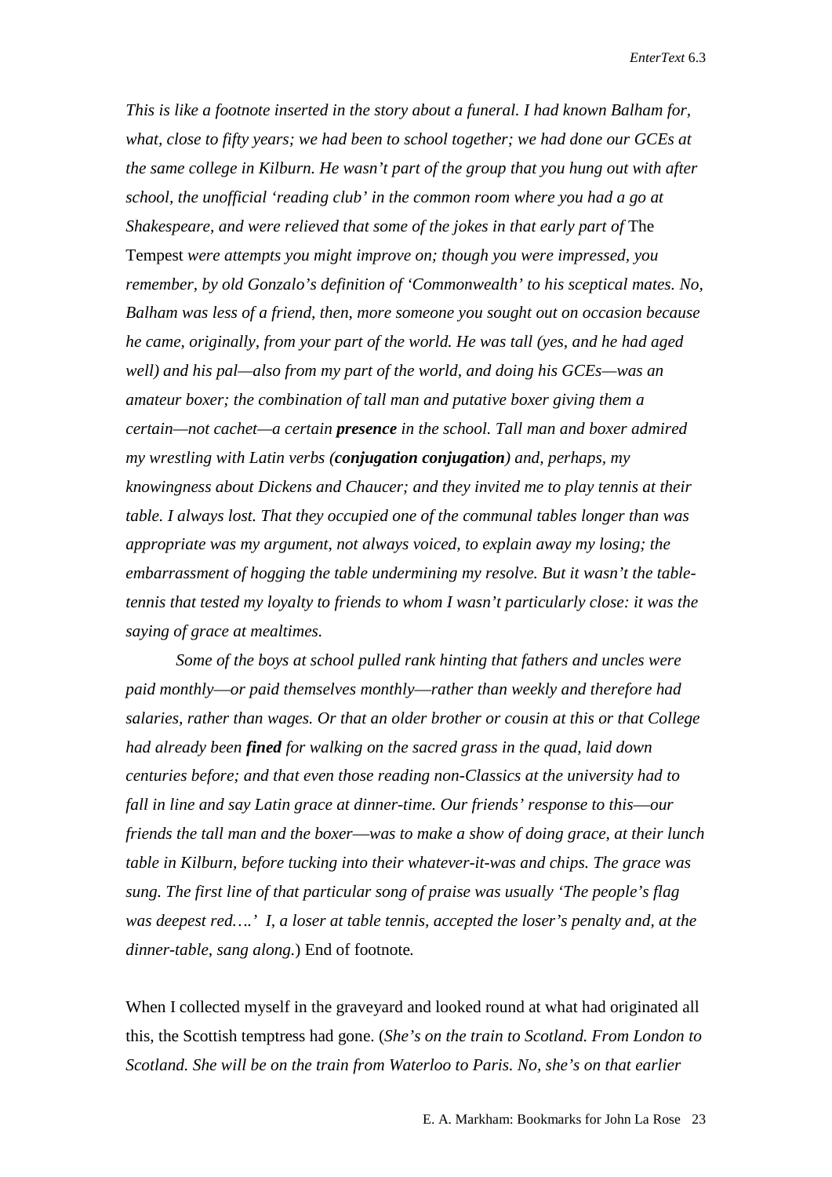*This is like a footnote inserted in the story about a funeral. I had known Balham for, what, close to fifty years; we had been to school together; we had done our GCEs at the same college in Kilburn. He wasn't part of the group that you hung out with after school, the unofficial 'reading club' in the common room where you had a go at Shakespeare, and were relieved that some of the jokes in that early part of* The Tempest *were attempts you might improve on; though you were impressed, you remember, by old Gonzalo's definition of 'Commonwealth' to his sceptical mates. No, Balham was less of a friend, then, more someone you sought out on occasion because he came, originally, from your part of the world. He was tall (yes, and he had aged well) and his pal—also from my part of the world, and doing his GCEs—was an amateur boxer; the combination of tall man and putative boxer giving them a certain—not cachet—a certain **presence** in the school. Tall man and boxer admired my wrestling with Latin verbs (**conjugation conjugation**) and, perhaps, my knowingness about Dickens and Chaucer; and they invited me to play tennis at their table. I always lost. That they occupied one of the communal tables longer than was appropriate was my argument, not always voiced, to explain away my losing; the embarrassment of hogging the table undermining my resolve. But it wasn't the table-tennis that tested my loyalty to friends to whom I wasn't particularly close: it was the saying of grace at mealtimes.*

*Some of the boys at school pulled rank hinting that fathers and uncles were paid monthly—or paid themselves monthly—rather than weekly and therefore had salaries, rather than wages. Or that an older brother or cousin at this or that College had already been **fined** for walking on the sacred grass in the quad, laid down centuries before; and that even those reading non-Classics at the university had to fall in line and say Latin grace at dinner-time. Our friends' response to this—our friends the tall man and the boxer—was to make a show of doing grace, at their lunch table in Kilburn, before tucking into their whatever-it-was and chips. The grace was sung. The first line of that particular song of praise was usually 'The people's flag was deepest red….' I, a loser at table tennis, accepted the loser's penalty and, at the dinner-table, sang along.*) End of footnote.

When I collected myself in the graveyard and looked round at what had originated all this, the Scottish temptress had gone. (*She's on the train to Scotland. From London to Scotland. She will be on the train from Waterloo to Paris. No, she's on that earlier*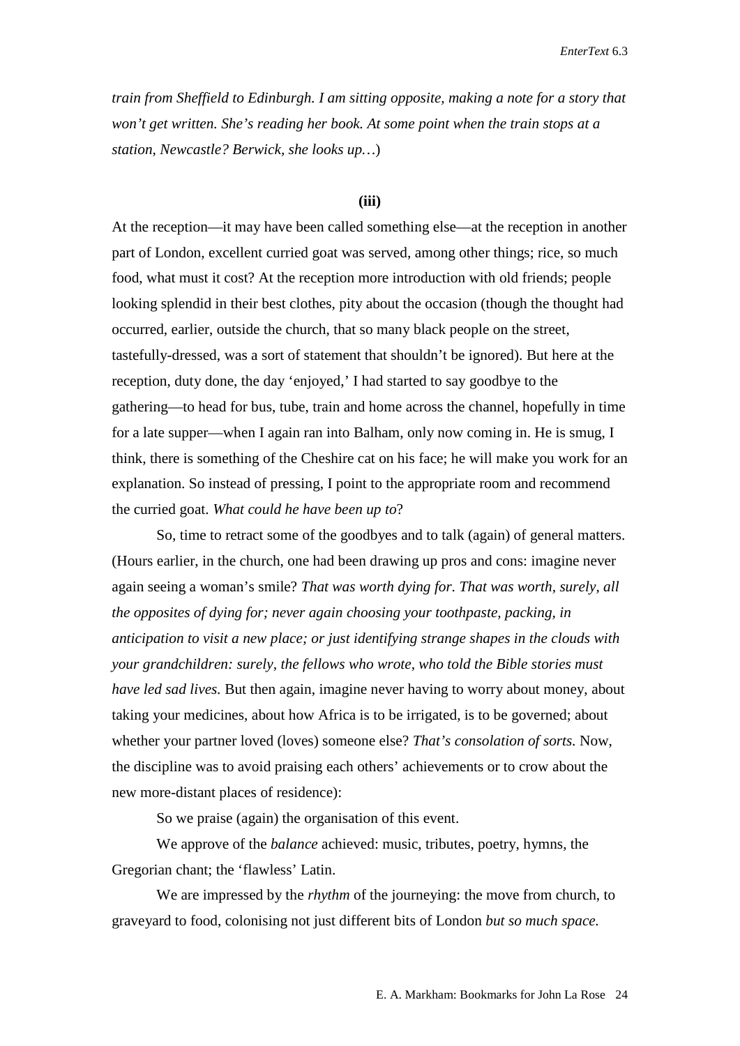*train from Sheffield to Edinburgh. I am sitting opposite, making a note for a story that won't get written. She's reading her book. At some point when the train stops at a station, Newcastle? Berwick, she looks up…*)

**(iii)**

At the reception—it may have been called something else—at the reception in another part of London, excellent curried goat was served, among other things; rice, so much food, what must it cost? At the reception more introduction with old friends; people looking splendid in their best clothes, pity about the occasion (though the thought had occurred, earlier, outside the church, that so many black people on the street, tastefully-dressed, was a sort of statement that shouldn't be ignored). But here at the reception, duty done, the day 'enjoyed,' I had started to say goodbye to the gathering—to head for bus, tube, train and home across the channel, hopefully in time for a late supper—when I again ran into Balham, only now coming in. He is smug, I think, there is something of the Cheshire cat on his face; he will make you work for an explanation. So instead of pressing, I point to the appropriate room and recommend the curried goat. *What could he have been up to*?

So, time to retract some of the goodbyes and to talk (again) of general matters. (Hours earlier, in the church, one had been drawing up pros and cons: imagine never again seeing a woman's smile? *That was worth dying for. That was worth, surely, all the opposites of dying for; never again choosing your toothpaste, packing, in anticipation to visit a new place; or just identifying strange shapes in the clouds with your grandchildren: surely, the fellows who wrote, who told the Bible stories must have led sad lives.* But then again, imagine never having to worry about money, about taking your medicines, about how Africa is to be irrigated, is to be governed; about whether your partner loved (loves) someone else? *That's consolation of sorts.* Now, the discipline was to avoid praising each others' achievements or to crow about the new more-distant places of residence):

So we praise (again) the organisation of this event.

We approve of the *balance* achieved: music, tributes, poetry, hymns, the Gregorian chant; the 'flawless' Latin.

We are impressed by the *rhythm* of the journeying: the move from church, to graveyard to food, colonising not just different bits of London *but so much space.*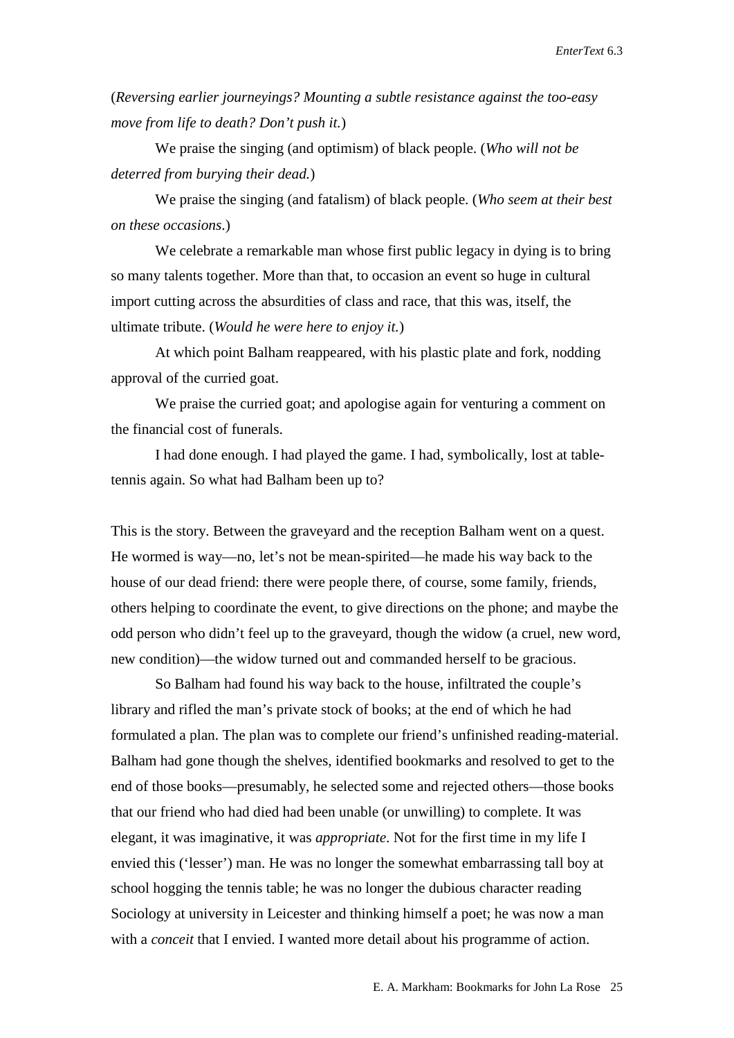(*Reversing earlier journeyings? Mounting a subtle resistance against the too-easy move from life to death? Don't push it.*)

We praise the singing (and optimism) of black people. (*Who will not be deterred from burying their dead.*)

We praise the singing (and fatalism) of black people. (*Who seem at their best on these occasions*.)

We celebrate a remarkable man whose first public legacy in dying is to bring so many talents together. More than that, to occasion an event so huge in cultural import cutting across the absurdities of class and race, that this was, itself, the ultimate tribute. (*Would he were here to enjoy it.*)

At which point Balham reappeared, with his plastic plate and fork, nodding approval of the curried goat.

We praise the curried goat; and apologise again for venturing a comment on the financial cost of funerals.

I had done enough. I had played the game. I had, symbolically, lost at table-tennis again. So what had Balham been up to?

This is the story. Between the graveyard and the reception Balham went on a quest. He wormed is way—no, let's not be mean-spirited—he made his way back to the house of our dead friend: there were people there, of course, some family, friends, others helping to coordinate the event, to give directions on the phone; and maybe the odd person who didn't feel up to the graveyard, though the widow (a cruel, new word, new condition)—the widow turned out and commanded herself to be gracious.

So Balham had found his way back to the house, infiltrated the couple's library and rifled the man's private stock of books; at the end of which he had formulated a plan. The plan was to complete our friend's unfinished reading-material. Balham had gone though the shelves, identified bookmarks and resolved to get to the end of those books—presumably, he selected some and rejected others—those books that our friend who had died had been unable (or unwilling) to complete. It was elegant, it was imaginative, it was *appropriate*. Not for the first time in my life I envied this ('lesser') man. He was no longer the somewhat embarrassing tall boy at school hogging the tennis table; he was no longer the dubious character reading Sociology at university in Leicester and thinking himself a poet; he was now a man with a *conceit* that I envied. I wanted more detail about his programme of action.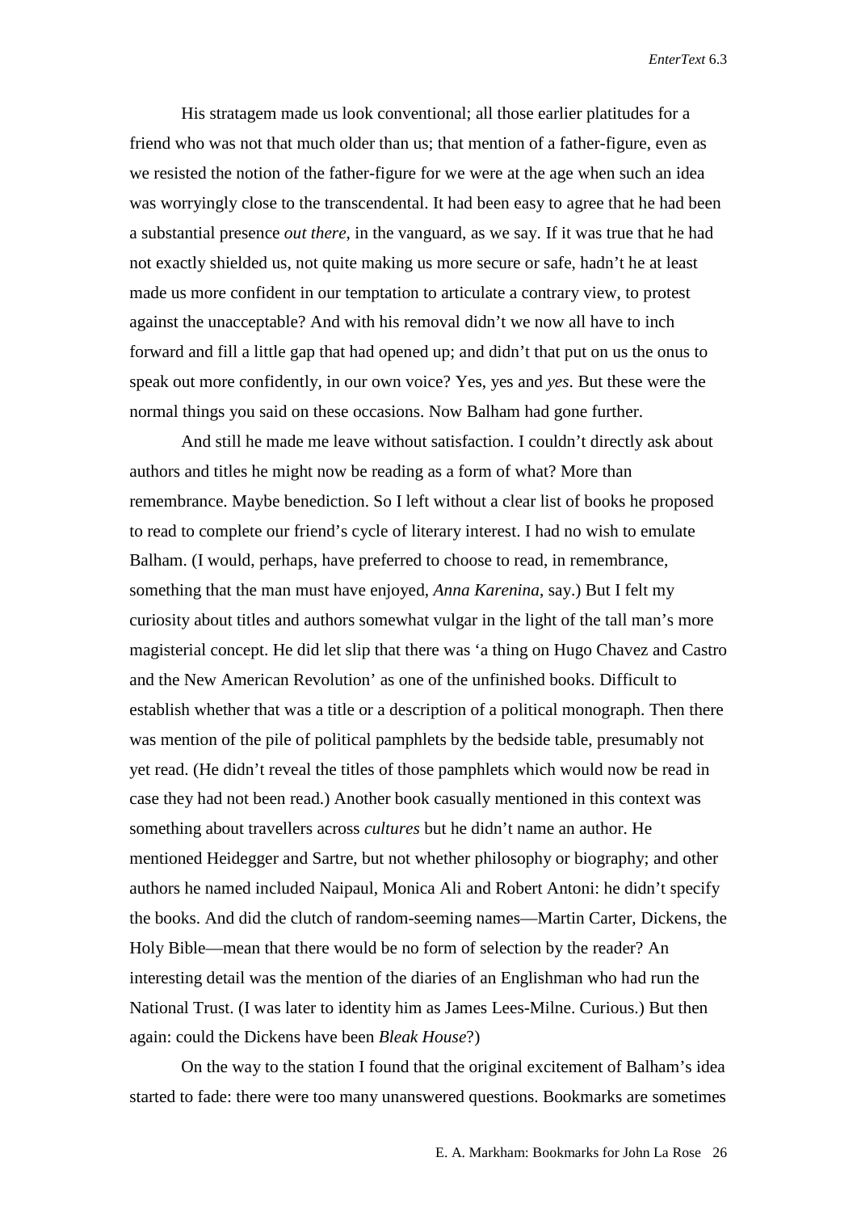His stratagem made us look conventional; all those earlier platitudes for a friend who was not that much older than us; that mention of a father-figure, even as we resisted the notion of the father-figure for we were at the age when such an idea was worryingly close to the transcendental. It had been easy to agree that he had been a substantial presence *out there*, in the vanguard, as we say. If it was true that he had not exactly shielded us, not quite making us more secure or safe, hadn't he at least made us more confident in our temptation to articulate a contrary view, to protest against the unacceptable? And with his removal didn't we now all have to inch forward and fill a little gap that had opened up; and didn't that put on us the onus to speak out more confidently, in our own voice? Yes, yes and *yes*. But these were the normal things you said on these occasions. Now Balham had gone further.

And still he made me leave without satisfaction. I couldn't directly ask about authors and titles he might now be reading as a form of what? More than remembrance. Maybe benediction. So I left without a clear list of books he proposed to read to complete our friend's cycle of literary interest. I had no wish to emulate Balham. (I would, perhaps, have preferred to choose to read, in remembrance, something that the man must have enjoyed, *Anna Karenina*, say.) But I felt my curiosity about titles and authors somewhat vulgar in the light of the tall man's more magisterial concept. He did let slip that there was 'a thing on Hugo Chavez and Castro and the New American Revolution' as one of the unfinished books. Difficult to establish whether that was a title or a description of a political monograph. Then there was mention of the pile of political pamphlets by the bedside table, presumably not yet read. (He didn't reveal the titles of those pamphlets which would now be read in case they had not been read.) Another book casually mentioned in this context was something about travellers across *cultures* but he didn't name an author. He mentioned Heidegger and Sartre, but not whether philosophy or biography; and other authors he named included Naipaul, Monica Ali and Robert Antoni: he didn't specify the books. And did the clutch of random-seeming names—Martin Carter, Dickens, the Holy Bible—mean that there would be no form of selection by the reader? An interesting detail was the mention of the diaries of an Englishman who had run the National Trust. (I was later to identity him as James Lees-Milne. Curious.) But then again: could the Dickens have been *Bleak House*?)

On the way to the station I found that the original excitement of Balham's idea started to fade: there were too many unanswered questions. Bookmarks are sometimes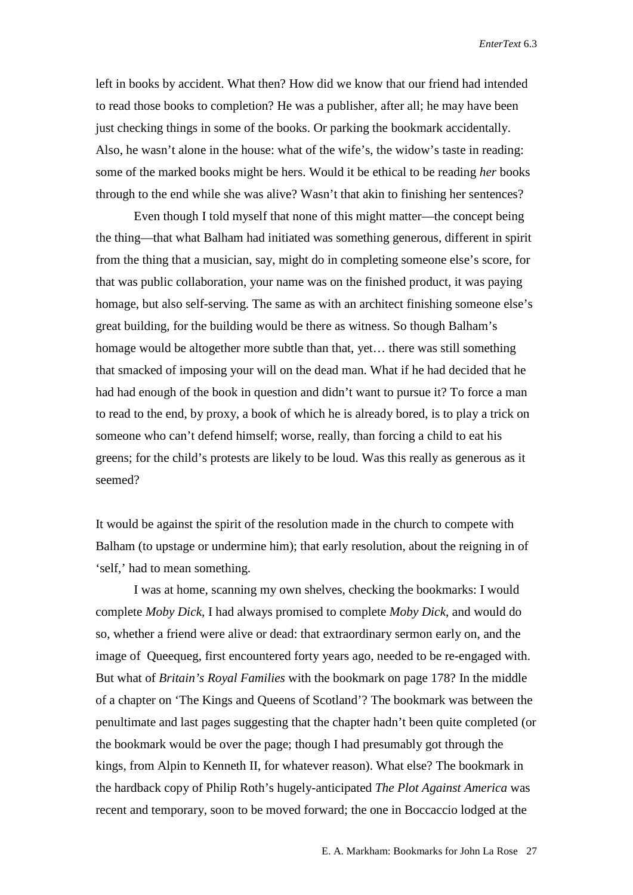left in books by accident. What then? How did we know that our friend had intended to read those books to completion? He was a publisher, after all; he may have been just checking things in some of the books. Or parking the bookmark accidentally. Also, he wasn't alone in the house: what of the wife's, the widow's taste in reading: some of the marked books might be hers. Would it be ethical to be reading *her* books through to the end while she was alive? Wasn't that akin to finishing her sentences?

Even though I told myself that none of this might matter—the concept being the thing—that what Balham had initiated was something generous, different in spirit from the thing that a musician, say, might do in completing someone else's score, for that was public collaboration, your name was on the finished product, it was paying homage, but also self-serving. The same as with an architect finishing someone else's great building, for the building would be there as witness. So though Balham's homage would be altogether more subtle than that, yet… there was still something that smacked of imposing your will on the dead man. What if he had decided that he had had enough of the book in question and didn't want to pursue it? To force a man to read to the end, by proxy, a book of which he is already bored, is to play a trick on someone who can't defend himself; worse, really, than forcing a child to eat his greens; for the child's protests are likely to be loud. Was this really as generous as it seemed?

It would be against the spirit of the resolution made in the church to compete with Balham (to upstage or undermine him); that early resolution, about the reigning in of 'self,' had to mean something.

I was at home, scanning my own shelves, checking the bookmarks: I would complete *Moby Dick*, I had always promised to complete *Moby Dick*, and would do so, whether a friend were alive or dead: that extraordinary sermon early on, and the image of Queequeg, first encountered forty years ago, needed to be re-engaged with. But what of *Britain's Royal Families* with the bookmark on page 178? In the middle of a chapter on 'The Kings and Queens of Scotland'? The bookmark was between the penultimate and last pages suggesting that the chapter hadn't been quite completed (or the bookmark would be over the page; though I had presumably got through the kings, from Alpin to Kenneth II, for whatever reason). What else? The bookmark in the hardback copy of Philip Roth's hugely-anticipated *The Plot Against America* was recent and temporary, soon to be moved forward; the one in Boccaccio lodged at the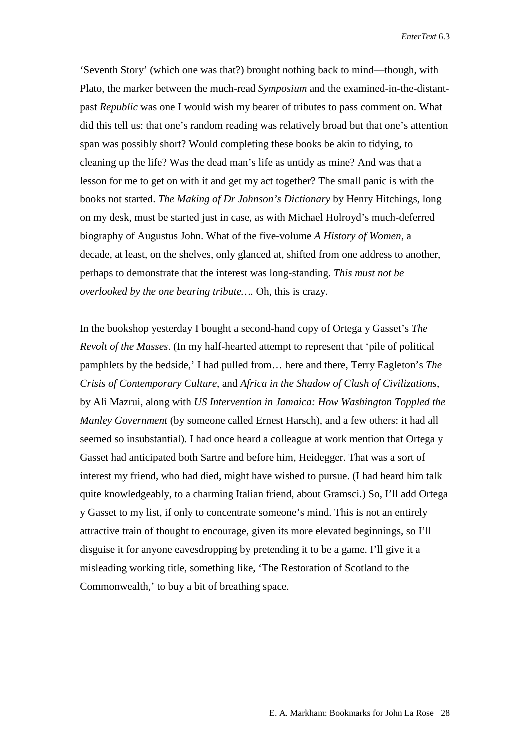'Seventh Story' (which one was that?) brought nothing back to mind—though, with Plato, the marker between the much-read *Symposium* and the examined-in-the-distant-past *Republic* was one I would wish my bearer of tributes to pass comment on. What did this tell us: that one's random reading was relatively broad but that one's attention span was possibly short? Would completing these books be akin to tidying, to cleaning up the life? Was the dead man's life as untidy as mine? And was that a lesson for me to get on with it and get my act together? The small panic is with the books not started. *The Making of Dr Johnson's Dictionary* by Henry Hitchings, long on my desk, must be started just in case, as with Michael Holroyd's much-deferred biography of Augustus John. What of the five-volume *A History of Women*, a decade, at least, on the shelves, only glanced at, shifted from one address to another, perhaps to demonstrate that the interest was long-standing. *This must not be overlooked by the one bearing tribute….* Oh, this is crazy.

In the bookshop yesterday I bought a second-hand copy of Ortega y Gasset's *The Revolt of the Masses*. (In my half-hearted attempt to represent that 'pile of political pamphlets by the bedside,' I had pulled from… here and there, Terry Eagleton's *The Crisis of Contemporary Culture*, and *Africa in the Shadow of Clash of Civilizations*, by Ali Mazrui, along with *US Intervention in Jamaica: How Washington Toppled the Manley Government* (by someone called Ernest Harsch), and a few others: it had all seemed so insubstantial). I had once heard a colleague at work mention that Ortega y Gasset had anticipated both Sartre and before him, Heidegger. That was a sort of interest my friend, who had died, might have wished to pursue. (I had heard him talk quite knowledgeably, to a charming Italian friend, about Gramsci.) So, I'll add Ortega y Gasset to my list, if only to concentrate someone's mind. This is not an entirely attractive train of thought to encourage, given its more elevated beginnings, so I'll disguise it for anyone eavesdropping by pretending it to be a game. I'll give it a misleading working title, something like, 'The Restoration of Scotland to the Commonwealth,' to buy a bit of breathing space.